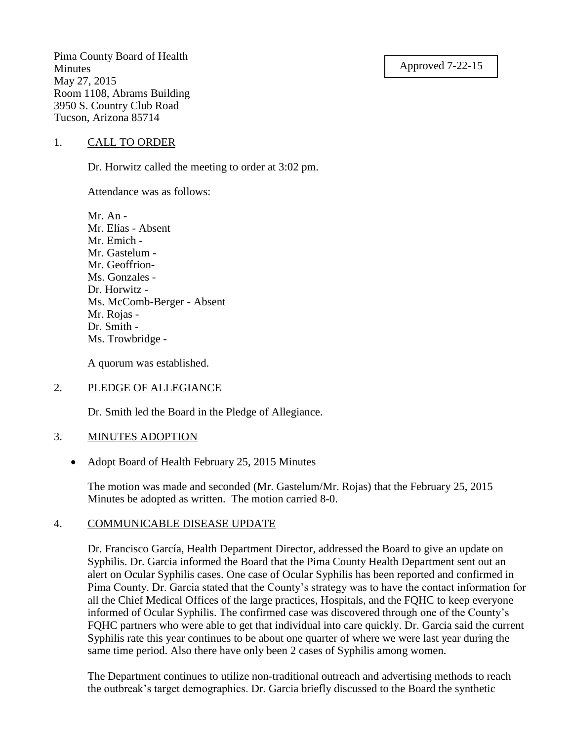Pima County Board of Health
Minutes
May 27, 2015
Room 1108, Abrams Building
3950 S. Country Club Road
Tucson, Arizona 85714

Approved 7-22-15

1. CALL TO ORDER

Dr. Horwitz called the meeting to order at 3:02 pm.

Attendance was as follows:

Mr. An -
Mr. Elías - Absent
Mr. Emich -
Mr. Gastelum -
Mr. Geoffrion-
Ms. Gonzales -
Dr. Horwitz -
Ms. McComb-Berger - Absent
Mr. Rojas -
Dr. Smith -
Ms. Trowbridge -

A quorum was established.

2. PLEDGE OF ALLEGIANCE

Dr. Smith led the Board in the Pledge of Allegiance.

3. MINUTES ADOPTION

- Adopt Board of Health February 25, 2015 Minutes

The motion was made and seconded (Mr. Gastelum/Mr. Rojas) that the February 25, 2015 Minutes be adopted as written. The motion carried 8-0.

4. COMMUNICABLE DISEASE UPDATE

Dr. Francisco García, Health Department Director, addressed the Board to give an update on Syphilis. Dr. Garcia informed the Board that the Pima County Health Department sent out an alert on Ocular Syphilis cases. One case of Ocular Syphilis has been reported and confirmed in Pima County. Dr. Garcia stated that the County's strategy was to have the contact information for all the Chief Medical Offices of the large practices, Hospitals, and the FQHC to keep everyone informed of Ocular Syphilis. The confirmed case was discovered through one of the County's FQHC partners who were able to get that individual into care quickly. Dr. Garcia said the current Syphilis rate this year continues to be about one quarter of where we were last year during the same time period. Also there have only been 2 cases of Syphilis among women.

The Department continues to utilize non-traditional outreach and advertising methods to reach the outbreak's target demographics. Dr. Garcia briefly discussed to the Board the synthetic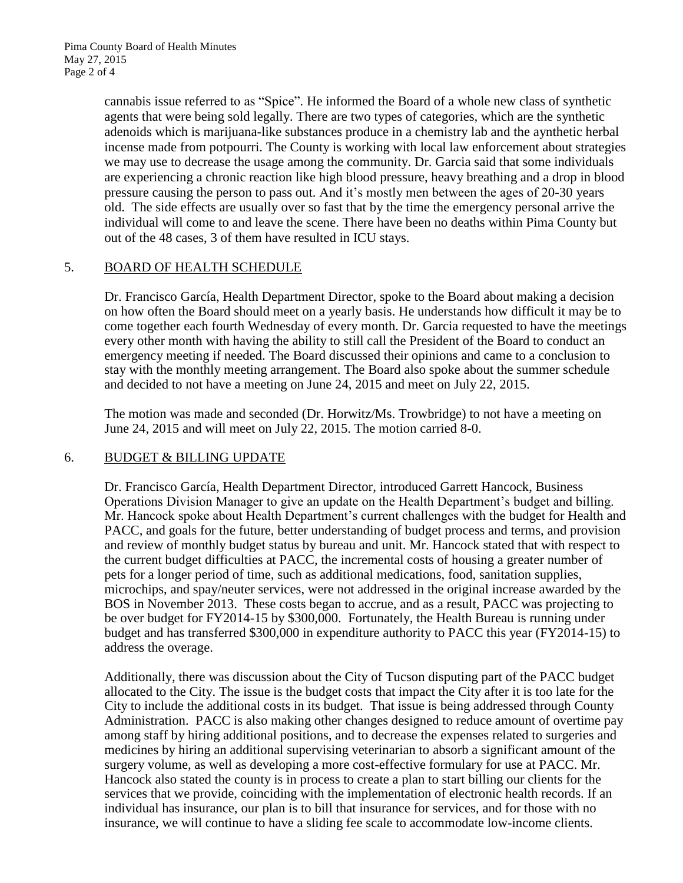cannabis issue referred to as "Spice". He informed the Board of a whole new class of synthetic agents that were being sold legally. There are two types of categories, which are the synthetic adenoids which is marijuana-like substances produce in a chemistry lab and the aynthetic herbal incense made from potpourri. The County is working with local law enforcement about strategies we may use to decrease the usage among the community. Dr. Garcia said that some individuals are experiencing a chronic reaction like high blood pressure, heavy breathing and a drop in blood pressure causing the person to pass out. And it's mostly men between the ages of 20-30 years old. The side effects are usually over so fast that by the time the emergency personal arrive the individual will come to and leave the scene. There have been no deaths within Pima County but out of the 48 cases, 3 of them have resulted in ICU stays.

5. BOARD OF HEALTH SCHEDULE

Dr. Francisco García, Health Department Director, spoke to the Board about making a decision on how often the Board should meet on a yearly basis. He understands how difficult it may be to come together each fourth Wednesday of every month. Dr. Garcia requested to have the meetings every other month with having the ability to still call the President of the Board to conduct an emergency meeting if needed. The Board discussed their opinions and came to a conclusion to stay with the monthly meeting arrangement. The Board also spoke about the summer schedule and decided to not have a meeting on June 24, 2015 and meet on July 22, 2015.

The motion was made and seconded (Dr. Horwitz/Ms. Trowbridge) to not have a meeting on June 24, 2015 and will meet on July 22, 2015. The motion carried 8-0.

6. BUDGET & BILLING UPDATE

Dr. Francisco García, Health Department Director, introduced Garrett Hancock, Business Operations Division Manager to give an update on the Health Department's budget and billing. Mr. Hancock spoke about Health Department's current challenges with the budget for Health and PACC, and goals for the future, better understanding of budget process and terms, and provision and review of monthly budget status by bureau and unit. Mr. Hancock stated that with respect to the current budget difficulties at PACC, the incremental costs of housing a greater number of pets for a longer period of time, such as additional medications, food, sanitation supplies, microchips, and spay/neuter services, were not addressed in the original increase awarded by the BOS in November 2013. These costs began to accrue, and as a result, PACC was projecting to be over budget for FY2014-15 by $300,000. Fortunately, the Health Bureau is running under budget and has transferred $300,000 in expenditure authority to PACC this year (FY2014-15) to address the overage.

Additionally, there was discussion about the City of Tucson disputing part of the PACC budget allocated to the City. The issue is the budget costs that impact the City after it is too late for the City to include the additional costs in its budget. That issue is being addressed through County Administration. PACC is also making other changes designed to reduce amount of overtime pay among staff by hiring additional positions, and to decrease the expenses related to surgeries and medicines by hiring an additional supervising veterinarian to absorb a significant amount of the surgery volume, as well as developing a more cost-effective formulary for use at PACC. Mr. Hancock also stated the county is in process to create a plan to start billing our clients for the services that we provide, coinciding with the implementation of electronic health records. If an individual has insurance, our plan is to bill that insurance for services, and for those with no insurance, we will continue to have a sliding fee scale to accommodate low-income clients.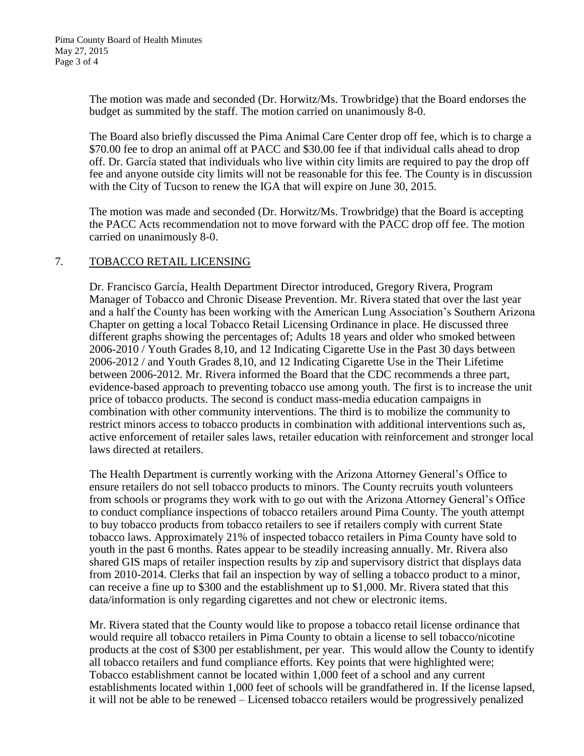The motion was made and seconded (Dr. Horwitz/Ms. Trowbridge) that the Board endorses the budget as summited by the staff. The motion carried on unanimously 8-0.

The Board also briefly discussed the Pima Animal Care Center drop off fee, which is to charge a \$70.00 fee to drop an animal off at PACC and \$30.00 fee if that individual calls ahead to drop off. Dr. García stated that individuals who live within city limits are required to pay the drop off fee and anyone outside city limits will not be reasonable for this fee. The County is in discussion with the City of Tucson to renew the IGA that will expire on June 30, 2015.

The motion was made and seconded (Dr. Horwitz/Ms. Trowbridge) that the Board is accepting the PACC Acts recommendation not to move forward with the PACC drop off fee. The motion carried on unanimously 8-0.

## 7. TOBACCO RETAIL LICENSING

Dr. Francisco García, Health Department Director introduced, Gregory Rivera, Program Manager of Tobacco and Chronic Disease Prevention. Mr. Rivera stated that over the last year and a half the County has been working with the American Lung Association's Southern Arizona Chapter on getting a local Tobacco Retail Licensing Ordinance in place. He discussed three different graphs showing the percentages of; Adults 18 years and older who smoked between 2006-2010 / Youth Grades 8,10, and 12 Indicating Cigarette Use in the Past 30 days between 2006-2012 / and Youth Grades 8,10, and 12 Indicating Cigarette Use in the Their Lifetime between 2006-2012. Mr. Rivera informed the Board that the CDC recommends a three part, evidence-based approach to preventing tobacco use among youth. The first is to increase the unit price of tobacco products. The second is conduct mass-media education campaigns in combination with other community interventions. The third is to mobilize the community to restrict minors access to tobacco products in combination with additional interventions such as, active enforcement of retailer sales laws, retailer education with reinforcement and stronger local laws directed at retailers.

The Health Department is currently working with the Arizona Attorney General's Office to ensure retailers do not sell tobacco products to minors. The County recruits youth volunteers from schools or programs they work with to go out with the Arizona Attorney General's Office to conduct compliance inspections of tobacco retailers around Pima County. The youth attempt to buy tobacco products from tobacco retailers to see if retailers comply with current State tobacco laws. Approximately 21% of inspected tobacco retailers in Pima County have sold to youth in the past 6 months. Rates appear to be steadily increasing annually. Mr. Rivera also shared GIS maps of retailer inspection results by zip and supervisory district that displays data from 2010-2014. Clerks that fail an inspection by way of selling a tobacco product to a minor, can receive a fine up to \$300 and the establishment up to \$1,000. Mr. Rivera stated that this data/information is only regarding cigarettes and not chew or electronic items.

Mr. Rivera stated that the County would like to propose a tobacco retail license ordinance that would require all tobacco retailers in Pima County to obtain a license to sell tobacco/nicotine products at the cost of \$300 per establishment, per year. This would allow the County to identify all tobacco retailers and fund compliance efforts. Key points that were highlighted were; Tobacco establishment cannot be located within 1,000 feet of a school and any current establishments located within 1,000 feet of schools will be grandfathered in. If the license lapsed, it will not be able to be renewed – Licensed tobacco retailers would be progressively penalized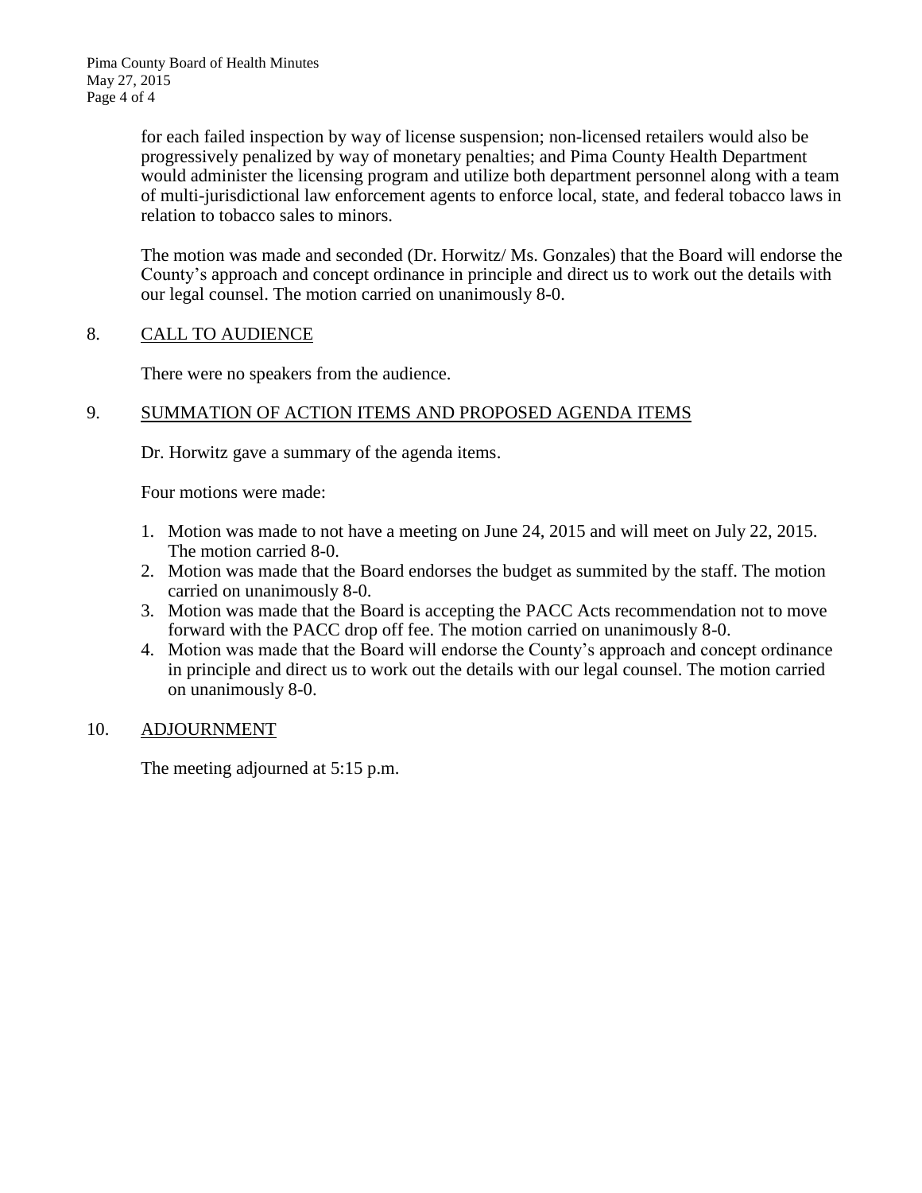for each failed inspection by way of license suspension; non-licensed retailers would also be progressively penalized by way of monetary penalties; and Pima County Health Department would administer the licensing program and utilize both department personnel along with a team of multi-jurisdictional law enforcement agents to enforce local, state, and federal tobacco laws in relation to tobacco sales to minors.

The motion was made and seconded (Dr. Horwitz/ Ms. Gonzales) that the Board will endorse the County's approach and concept ordinance in principle and direct us to work out the details with our legal counsel. The motion carried on unanimously 8-0.

## 8. CALL TO AUDIENCE

There were no speakers from the audience.

## 9. SUMMATION OF ACTION ITEMS AND PROPOSED AGENDA ITEMS

Dr. Horwitz gave a summary of the agenda items.

Four motions were made:

1. Motion was made to not have a meeting on June 24, 2015 and will meet on July 22, 2015. The motion carried 8-0.
2. Motion was made that the Board endorses the budget as summited by the staff. The motion carried on unanimously 8-0.
3. Motion was made that the Board is accepting the PACC Acts recommendation not to move forward with the PACC drop off fee. The motion carried on unanimously 8-0.
4. Motion was made that the Board will endorse the County's approach and concept ordinance in principle and direct us to work out the details with our legal counsel. The motion carried on unanimously 8-0.

## 10. ADJOURNMENT

The meeting adjourned at 5:15 p.m.